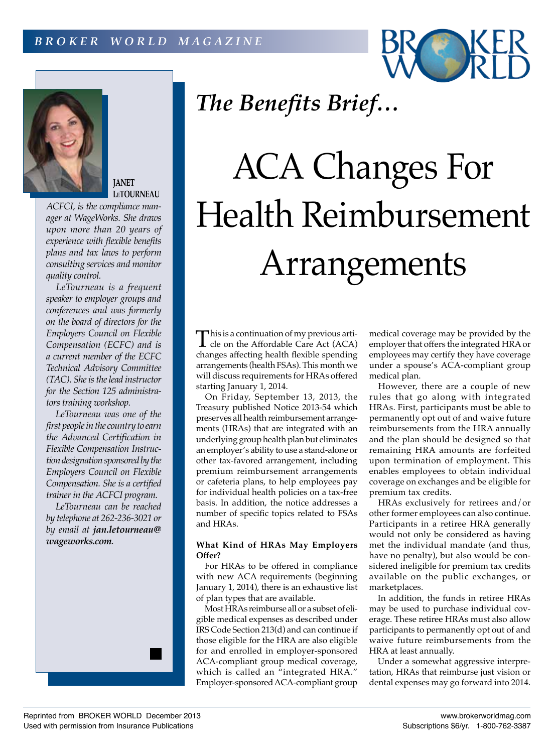*BROKER WORLD MAGAZINE*

*The Benefits Brief…*

# ACA Changes For Health Reimbursement Arrangements

**JANET LeTOURNEAU**

*ACFCI, is the compliance manager at WageWorks. She draws upon more than 20 years of experience with flexible benefits plans and tax laws to perform consulting services and monitor quality control.*

*LeTourneau is a frequent speaker to employer groups and conferences and was formerly on the board of directors for the Employers Council on Flexible Compensation (ECFC) and is a current member of the ECFC Technical Advisory Committee (TAC). She is the lead instructor for the Section 125 administrators training workshop.*

*LeTourneau was one of the first people in the country to earn the Advanced Certification in Flexible Compensation Instruction designation sponsored by the Employers Council on Flexible Compensation. She is a certified trainer in the ACFCI program.*

*LeTourneau can be reached by telephone at 262-236-3021 or by email at* ***jan.letourneau@wageworks.com****.*

This is a continuation of my previous article on the Affordable Care Act (ACA) changes affecting health flexible spending arrangements (health FSAs). This month we will discuss requirements for HRAs offered starting January 1, 2014.

On Friday, September 13, 2013, the Treasury published Notice 2013-54 which preserves all health reimbursement arrangements (HRAs) that are integrated with an underlying group health plan but eliminates an employer's ability to use a stand-alone or other tax-favored arrangement, including premium reimbursement arrangements or cafeteria plans, to help employees pay for individual health policies on a tax-free basis. In addition, the notice addresses a number of specific topics related to FSAs and HRAs.

### What Kind of HRAs May Employers Offer?

For HRAs to be offered in compliance with new ACA requirements (beginning January 1, 2014), there is an exhaustive list of plan types that are available.

Most HRAs reimburse all or a subset of eligible medical expenses as described under IRS Code Section 213(d) and can continue if those eligible for the HRA are also eligible for and enrolled in employer-sponsored ACA-compliant group medical coverage, which is called an "integrated HRA." Employer-sponsored ACA-compliant group medical coverage may be provided by the employer that offers the integrated HRA or employees may certify they have coverage under a spouse's ACA-compliant group medical plan.

However, there are a couple of new rules that go along with integrated HRAs. First, participants must be able to permanently opt out of and waive future reimbursements from the HRA annually and the plan should be designed so that remaining HRA amounts are forfeited upon termination of employment. This enables employees to obtain individual coverage on exchanges and be eligible for premium tax credits.

HRAs exclusively for retirees and/or other former employees can also continue. Participants in a retiree HRA generally would not only be considered as having met the individual mandate (and thus, have no penalty), but also would be considered ineligible for premium tax credits available on the public exchanges, or marketplaces.

In addition, the funds in retiree HRAs may be used to purchase individual coverage. These retiree HRAs must also allow participants to permanently opt out of and waive future reimbursements from the HRA at least annually.

Under a somewhat aggressive interpretation, HRAs that reimburse just vision or dental expenses may go forward into 2014.

Reprinted from BROKER WORLD December 2013
Used with permission from Insurance Publications

www.brokerworldmag.com
Subscriptions $6/yr. 1-800-762-3387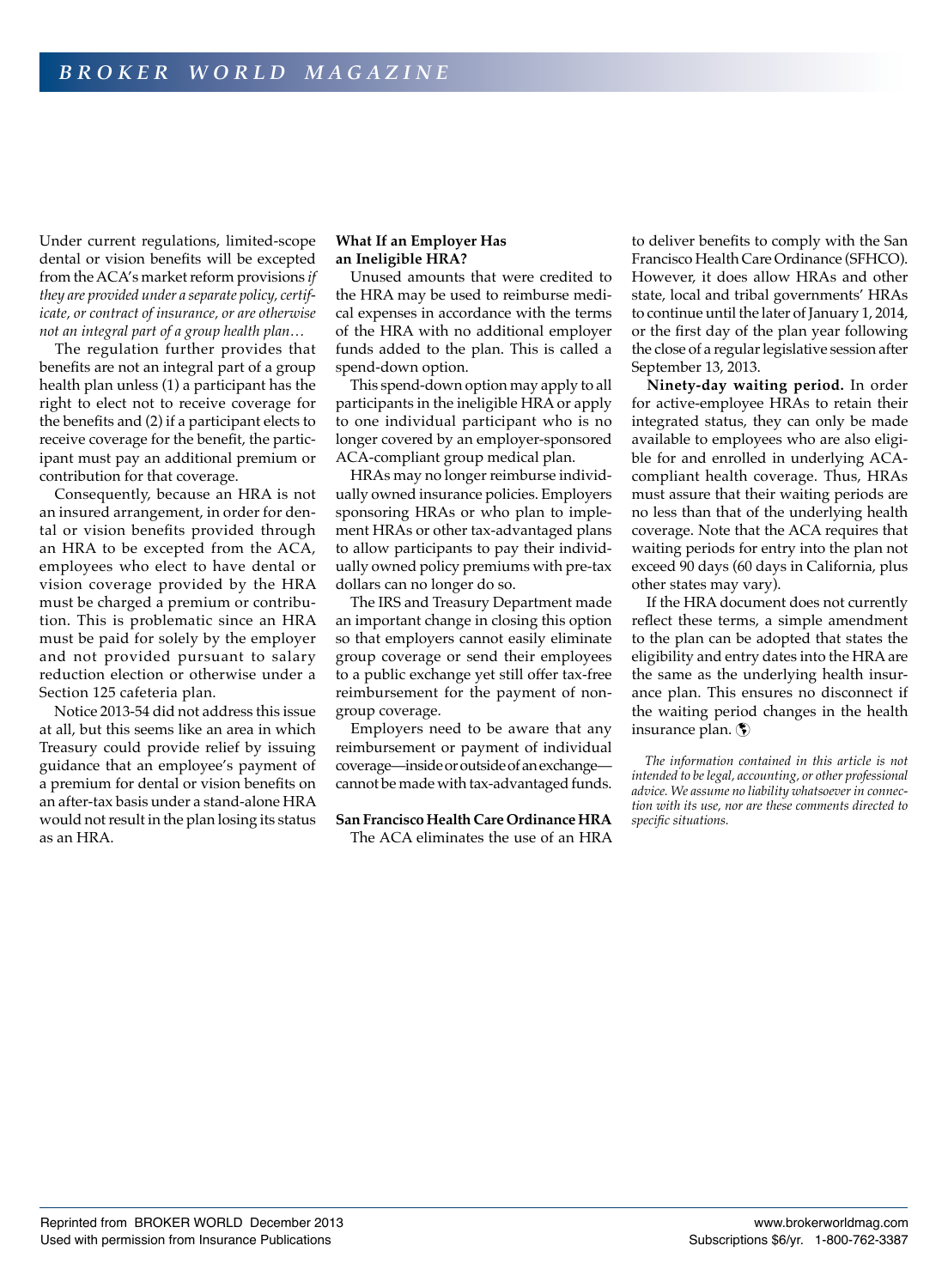Under current regulations, limited-scope dental or vision benefits will be excepted from the ACA's market reform provisions *if they are provided under a separate policy, certificate, or contract of insurance, or are otherwise not an integral part of a group health plan…*

The regulation further provides that benefits are not an integral part of a group health plan unless (1) a participant has the right to elect not to receive coverage for the benefits and (2) if a participant elects to receive coverage for the benefit, the participant must pay an additional premium or contribution for that coverage.

Consequently, because an HRA is not an insured arrangement, in order for dental or vision benefits provided through an HRA to be excepted from the ACA, employees who elect to have dental or vision coverage provided by the HRA must be charged a premium or contribution. This is problematic since an HRA must be paid for solely by the employer and not provided pursuant to salary reduction election or otherwise under a Section 125 cafeteria plan.

Notice 2013-54 did not address this issue at all, but this seems like an area in which Treasury could provide relief by issuing guidance that an employee's payment of a premium for dental or vision benefits on an after-tax basis under a stand-alone HRA would not result in the plan losing its status as an HRA.

**What If an Employer Has an Ineligible HRA?**

Unused amounts that were credited to the HRA may be used to reimburse medical expenses in accordance with the terms of the HRA with no additional employer funds added to the plan. This is called a spend-down option.

This spend-down option may apply to all participants in the ineligible HRA or apply to one individual participant who is no longer covered by an employer-sponsored ACA-compliant group medical plan.

HRAs may no longer reimburse individually owned insurance policies. Employers sponsoring HRAs or who plan to implement HRAs or other tax-advantaged plans to allow participants to pay their individually owned policy premiums with pre-tax dollars can no longer do so.

The IRS and Treasury Department made an important change in closing this option so that employers cannot easily eliminate group coverage or send their employees to a public exchange yet still offer tax-free reimbursement for the payment of non-group coverage.

Employers need to be aware that any reimbursement or payment of individual coverage—inside or outside of an exchange—cannot be made with tax-advantaged funds.

**San Francisco Health Care Ordinance HRA**

The ACA eliminates the use of an HRA to deliver benefits to comply with the San Francisco Health Care Ordinance (SFHCO). However, it does allow HRAs and other state, local and tribal governments' HRAs to continue until the later of January 1, 2014, or the first day of the plan year following the close of a regular legislative session after September 13, 2013.

**Ninety-day waiting period.** In order for active-employee HRAs to retain their integrated status, they can only be made available to employees who are also eligible for and enrolled in underlying ACA-compliant health coverage. Thus, HRAs must assure that their waiting periods are no less than that of the underlying health coverage. Note that the ACA requires that waiting periods for entry into the plan not exceed 90 days (60 days in California, plus other states may vary).

If the HRA document does not currently reflect these terms, a simple amendment to the plan can be adopted that states the eligibility and entry dates into the HRA are the same as the underlying health insurance plan. This ensures no disconnect if the waiting period changes in the health insurance plan.

*The information contained in this article is not intended to be legal, accounting, or other professional advice. We assume no liability whatsoever in connection with its use, nor are these comments directed to specific situations.*